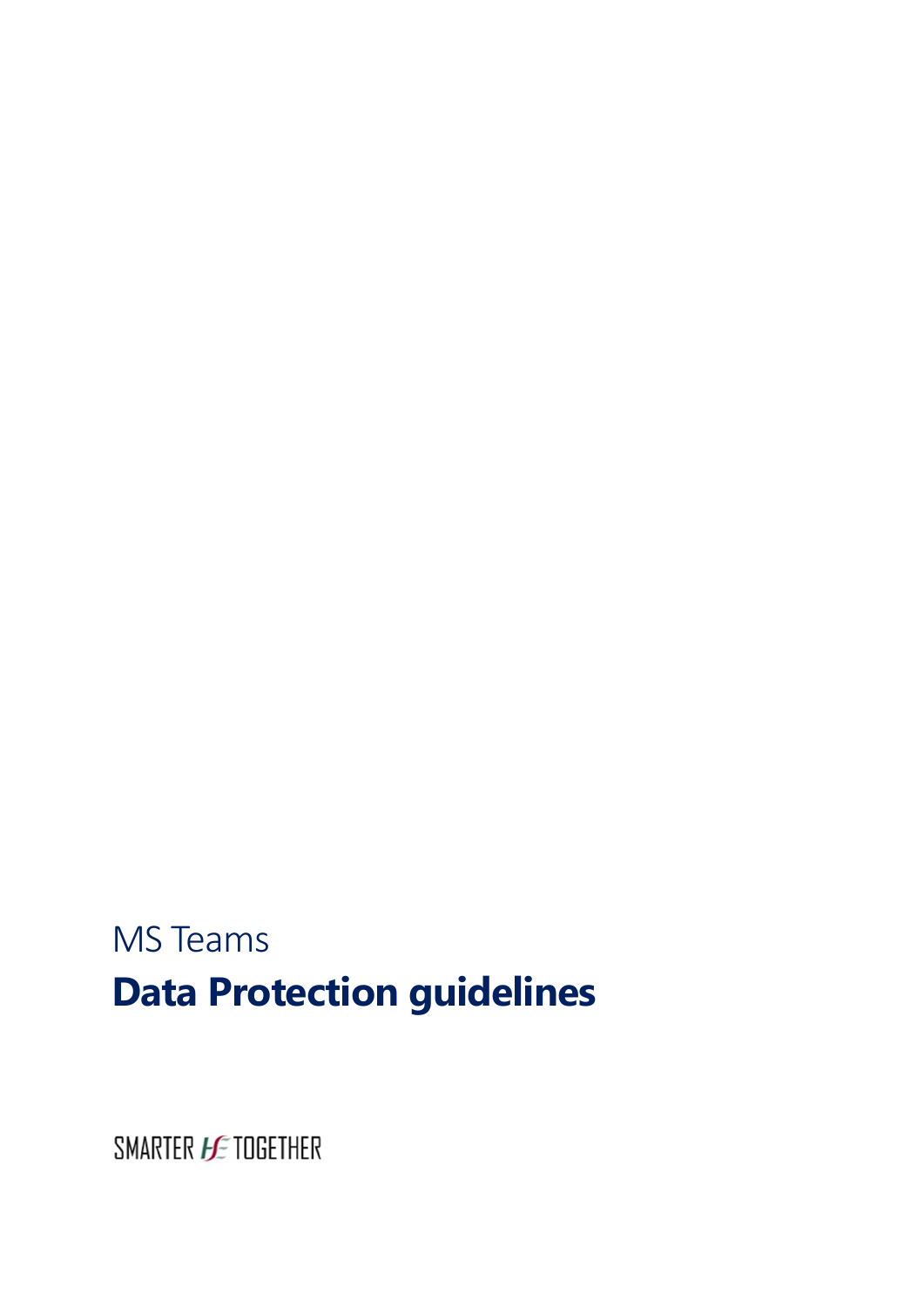MS Teams

# Data Protection guidelines

SMARTER HSE TOGETHER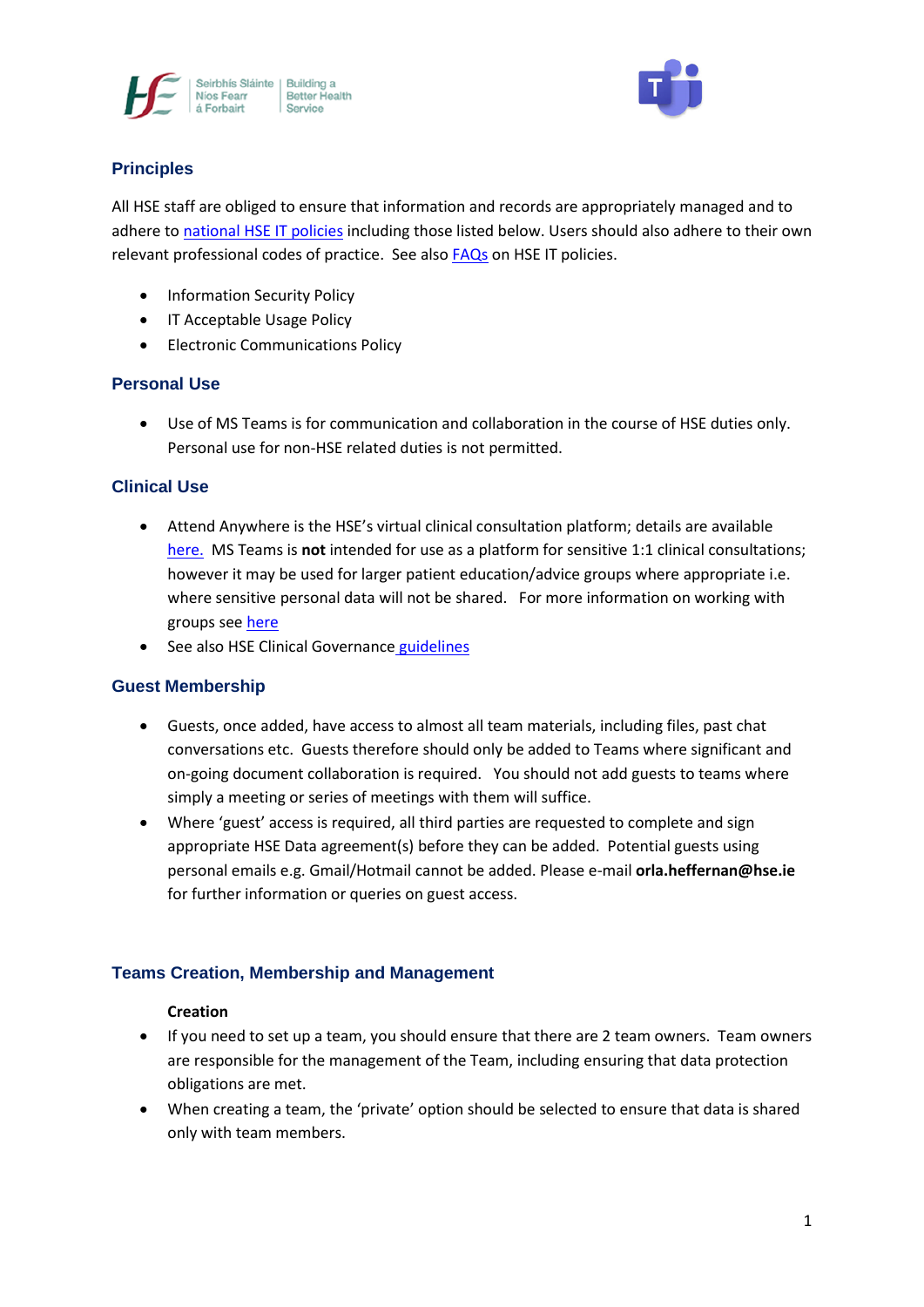## Principles

All HSE staff are obliged to ensure that information and records are appropriately managed and to adhere to national HSE IT policies including those listed below. Users should also adhere to their own relevant professional codes of practice. See also FAQs on HSE IT policies.

- Information Security Policy
- IT Acceptable Usage Policy
- Electronic Communications Policy

## Personal Use

- Use of MS Teams is for communication and collaboration in the course of HSE duties only. Personal use for non-HSE related duties is not permitted.

## Clinical Use

- Attend Anywhere is the HSE's virtual clinical consultation platform; details are available here. MS Teams is **not** intended for use as a platform for sensitive 1:1 clinical consultations; however it may be used for larger patient education/advice groups where appropriate i.e. where sensitive personal data will not be shared. For more information on working with groups see here
- See also HSE Clinical Governance guidelines

## Guest Membership

- Guests, once added, have access to almost all team materials, including files, past chat conversations etc. Guests therefore should only be added to Teams where significant and on-going document collaboration is required. You should not add guests to teams where simply a meeting or series of meetings with them will suffice.
- Where 'guest' access is required, all third parties are requested to complete and sign appropriate HSE Data agreement(s) before they can be added. Potential guests using personal emails e.g. Gmail/Hotmail cannot be added. Please e-mail **orla.heffernan@hse.ie** for further information or queries on guest access.

## Teams Creation, Membership and Management

**Creation**

- If you need to set up a team, you should ensure that there are 2 team owners. Team owners are responsible for the management of the Team, including ensuring that data protection obligations are met.
- When creating a team, the 'private' option should be selected to ensure that data is shared only with team members.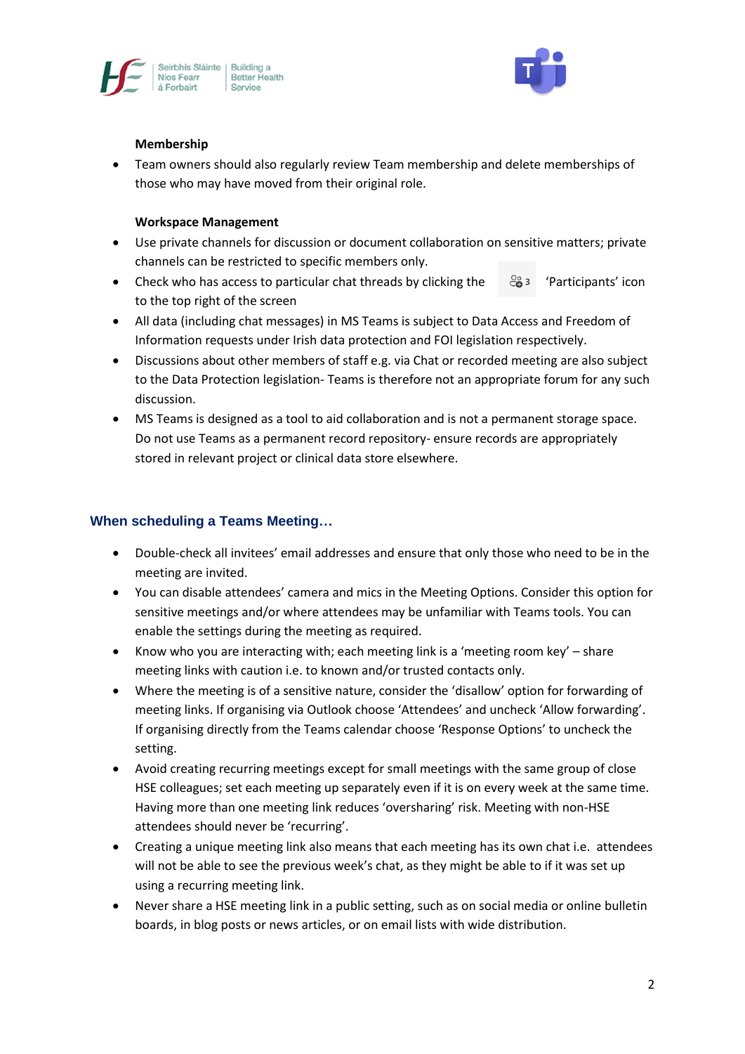**Membership**

- Team owners should also regularly review Team membership and delete memberships of those who may have moved from their original role.

**Workspace Management**

- Use private channels for discussion or document collaboration on sensitive matters; private channels can be restricted to specific members only.
- Check who has access to particular chat threads by clicking the 3 'Participants' icon to the top right of the screen
- All data (including chat messages) in MS Teams is subject to Data Access and Freedom of Information requests under Irish data protection and FOI legislation respectively.
- Discussions about other members of staff e.g. via Chat or recorded meeting are also subject to the Data Protection legislation- Teams is therefore not an appropriate forum for any such discussion.
- MS Teams is designed as a tool to aid collaboration and is not a permanent storage space. Do not use Teams as a permanent record repository- ensure records are appropriately stored in relevant project or clinical data store elsewhere.

## When scheduling a Teams Meeting…

- Double-check all invitees' email addresses and ensure that only those who need to be in the meeting are invited.
- You can disable attendees' camera and mics in the Meeting Options. Consider this option for sensitive meetings and/or where attendees may be unfamiliar with Teams tools. You can enable the settings during the meeting as required.
- Know who you are interacting with; each meeting link is a 'meeting room key' – share meeting links with caution i.e. to known and/or trusted contacts only.
- Where the meeting is of a sensitive nature, consider the 'disallow' option for forwarding of meeting links. If organising via Outlook choose 'Attendees' and uncheck 'Allow forwarding'. If organising directly from the Teams calendar choose 'Response Options' to uncheck the setting.
- Avoid creating recurring meetings except for small meetings with the same group of close HSE colleagues; set each meeting up separately even if it is on every week at the same time. Having more than one meeting link reduces 'oversharing' risk. Meeting with non-HSE attendees should never be 'recurring'.
- Creating a unique meeting link also means that each meeting has its own chat i.e. attendees will not be able to see the previous week's chat, as they might be able to if it was set up using a recurring meeting link.
- Never share a HSE meeting link in a public setting, such as on social media or online bulletin boards, in blog posts or news articles, or on email lists with wide distribution.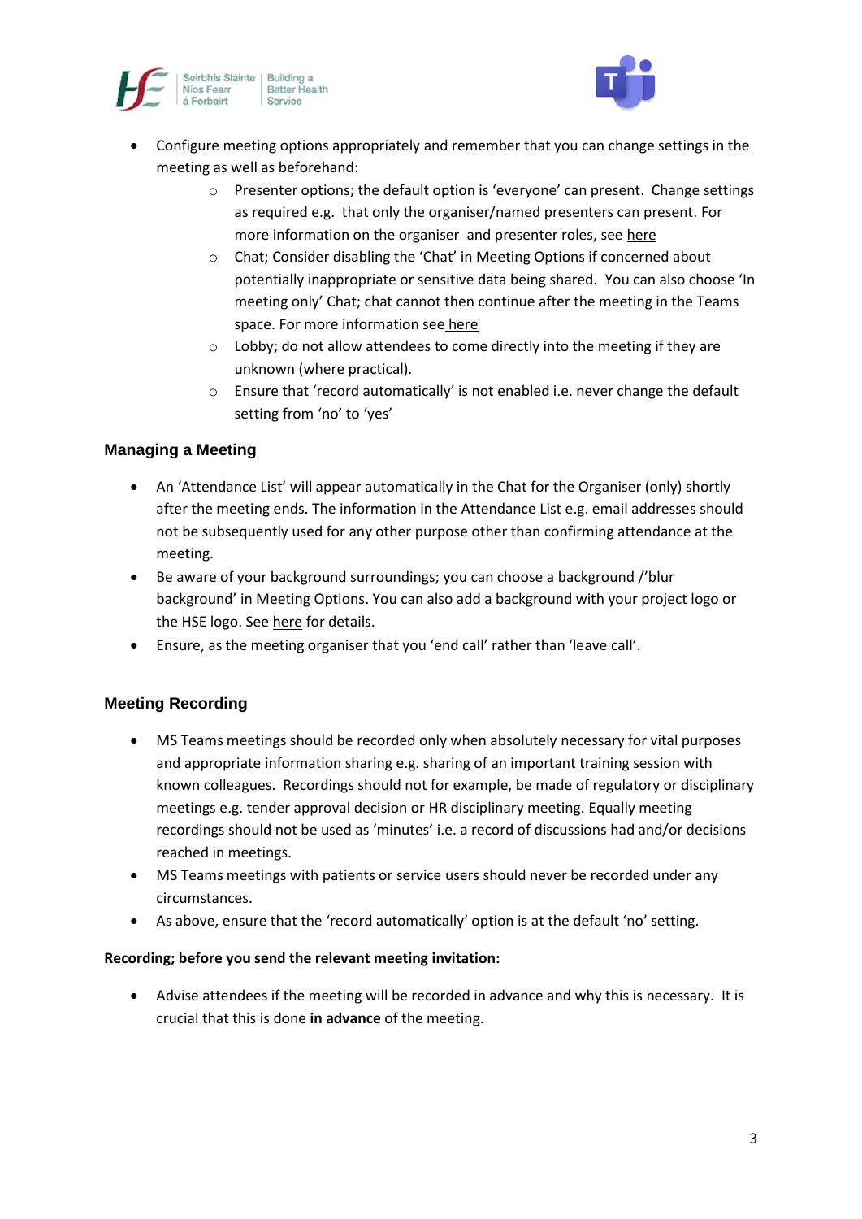- Configure meeting options appropriately and remember that you can change settings in the meeting as well as beforehand:
  - Presenter options; the default option is 'everyone' can present. Change settings as required e.g. that only the organiser/named presenters can present. For more information on the organiser and presenter roles, see here
  - Chat; Consider disabling the 'Chat' in Meeting Options if concerned about potentially inappropriate or sensitive data being shared. You can also choose 'In meeting only' Chat; chat cannot then continue after the meeting in the Teams space. For more information see here
  - Lobby; do not allow attendees to come directly into the meeting if they are unknown (where practical).
  - Ensure that 'record automatically' is not enabled i.e. never change the default setting from 'no' to 'yes'

### Managing a Meeting

- An 'Attendance List' will appear automatically in the Chat for the Organiser (only) shortly after the meeting ends. The information in the Attendance List e.g. email addresses should not be subsequently used for any other purpose other than confirming attendance at the meeting.
- Be aware of your background surroundings; you can choose a background /'blur background' in Meeting Options. You can also add a background with your project logo or the HSE logo. See here for details.
- Ensure, as the meeting organiser that you 'end call' rather than 'leave call'.

### Meeting Recording

- MS Teams meetings should be recorded only when absolutely necessary for vital purposes and appropriate information sharing e.g. sharing of an important training session with known colleagues. Recordings should not for example, be made of regulatory or disciplinary meetings e.g. tender approval decision or HR disciplinary meeting. Equally meeting recordings should not be used as 'minutes' i.e. a record of discussions had and/or decisions reached in meetings.
- MS Teams meetings with patients or service users should never be recorded under any circumstances.
- As above, ensure that the 'record automatically' option is at the default 'no' setting.

**Recording; before you send the relevant meeting invitation:**

- Advise attendees if the meeting will be recorded in advance and why this is necessary. It is crucial that this is done **in advance** of the meeting.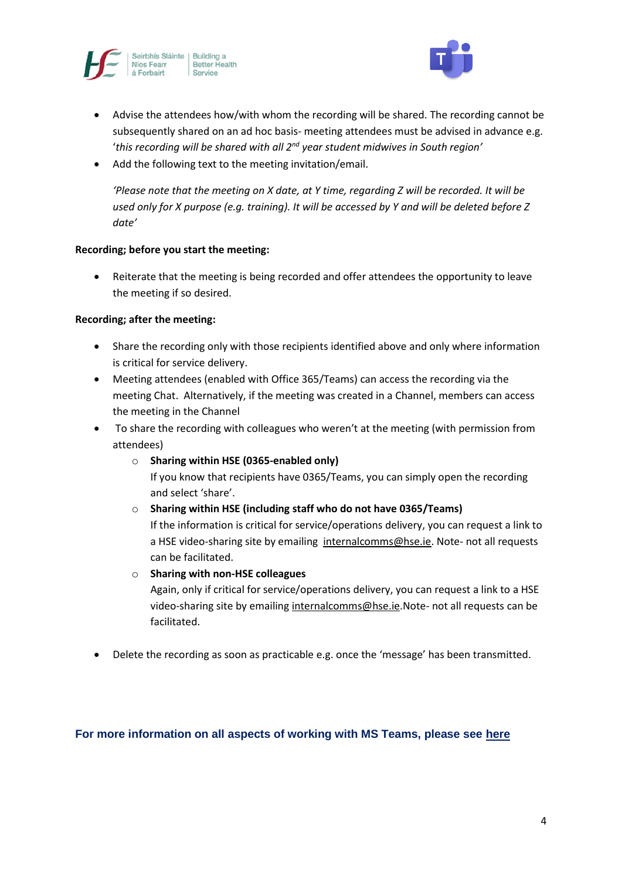- Advise the attendees how/with whom the recording will be shared. The recording cannot be subsequently shared on an ad hoc basis- meeting attendees must be advised in advance e.g. '*this recording will be shared with all 2nd year student midwives in South region*'
- Add the following text to the meeting invitation/email.

  *'Please note that the meeting on X date, at Y time, regarding Z will be recorded. It will be used only for X purpose (e.g. training). It will be accessed by Y and will be deleted before Z date'*

**Recording; before you start the meeting:**

- Reiterate that the meeting is being recorded and offer attendees the opportunity to leave the meeting if so desired.

**Recording; after the meeting:**

- Share the recording only with those recipients identified above and only where information is critical for service delivery.
- Meeting attendees (enabled with Office 365/Teams) can access the recording via the meeting Chat. Alternatively, if the meeting was created in a Channel, members can access the meeting in the Channel
- To share the recording with colleagues who weren't at the meeting (with permission from attendees)
  - **Sharing within HSE (0365-enabled only)**
    If you know that recipients have 0365/Teams, you can simply open the recording and select 'share'.
  - **Sharing within HSE (including staff who do not have 0365/Teams)**
    If the information is critical for service/operations delivery, you can request a link to a HSE video-sharing site by emailing internalcomms@hse.ie. Note- not all requests can be facilitated.
  - **Sharing with non-HSE colleagues**
    Again, only if critical for service/operations delivery, you can request a link to a HSE video-sharing site by emailing internalcomms@hse.ie.Note- not all requests can be facilitated.
- Delete the recording as soon as practicable e.g. once the 'message' has been transmitted.

**For more information on all aspects of working with MS Teams, please see here**